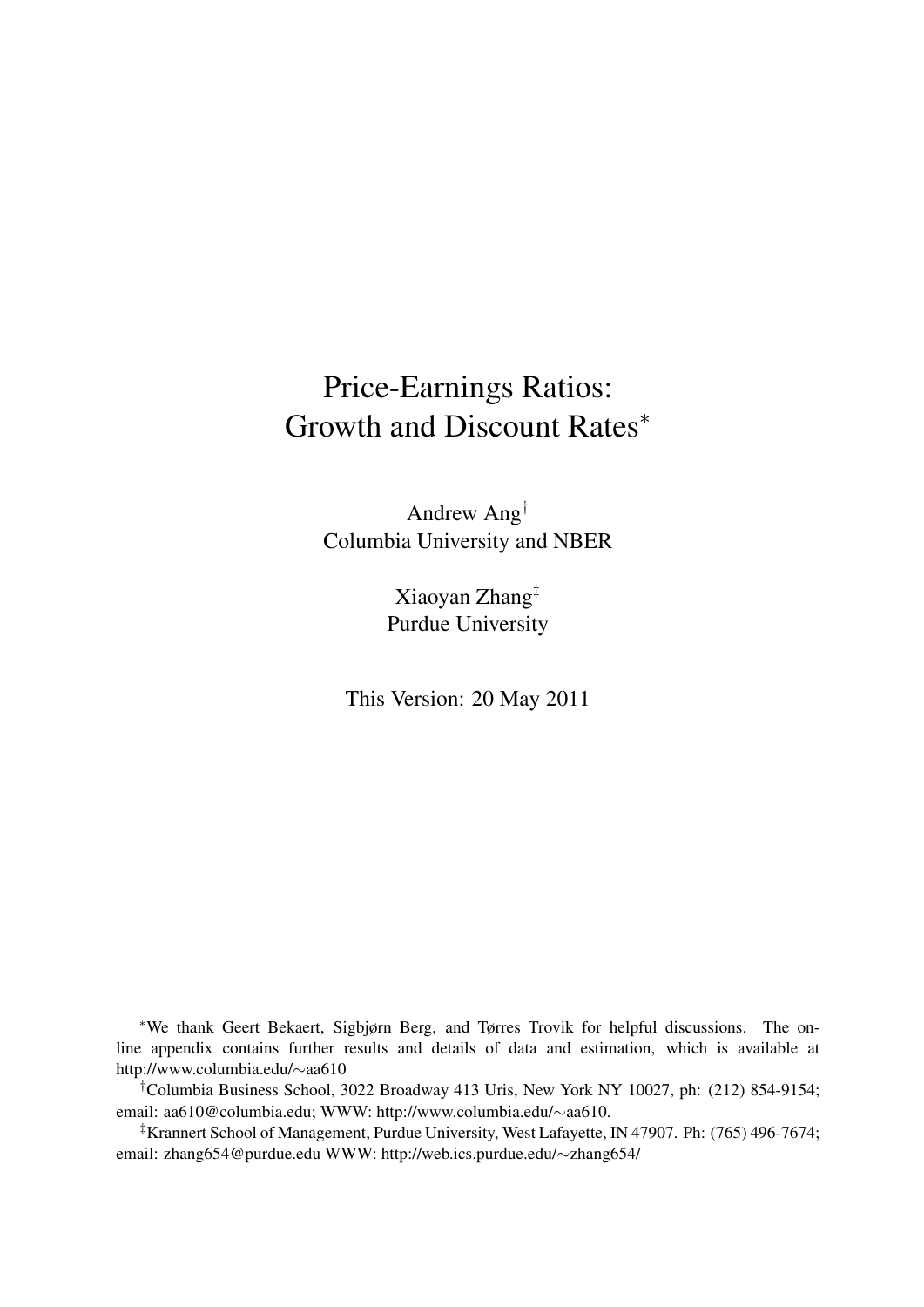# Price-Earnings Ratios: Growth and Discount Rates[*]

Andrew Ang[†]
Columbia University and NBER

Xiaoyan Zhang[‡]
Purdue University

This Version: 20 May 2011

[*]We thank Geert Bekaert, Sigbjørn Berg, and Tørres Trovik for helpful discussions. The online appendix contains further results and details of data and estimation, which is available at http://www.columbia.edu/∼aa610

[†]Columbia Business School, 3022 Broadway 413 Uris, New York NY 10027, ph: (212) 854-9154; email: aa610@columbia.edu; WWW: http://www.columbia.edu/∼aa610.

[‡]Krannert School of Management, Purdue University, West Lafayette, IN 47907. Ph: (765) 496-7674; email: zhang654@purdue.edu WWW: http://web.ics.purdue.edu/∼zhang654/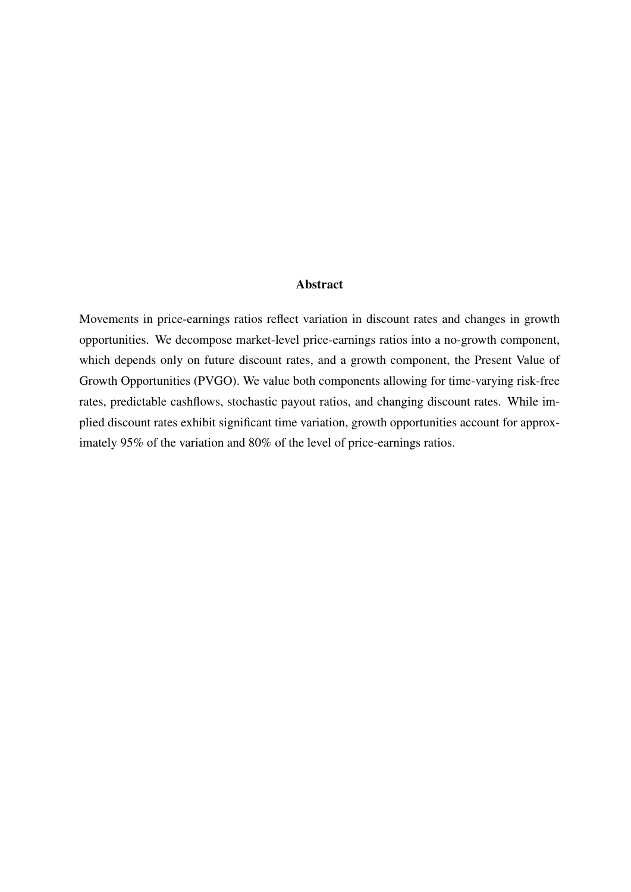## Abstract

Movements in price-earnings ratios reflect variation in discount rates and changes in growth opportunities. We decompose market-level price-earnings ratios into a no-growth component, which depends only on future discount rates, and a growth component, the Present Value of Growth Opportunities (PVGO). We value both components allowing for time-varying risk-free rates, predictable cashflows, stochastic payout ratios, and changing discount rates. While implied discount rates exhibit significant time variation, growth opportunities account for approximately 95% of the variation and 80% of the level of price-earnings ratios.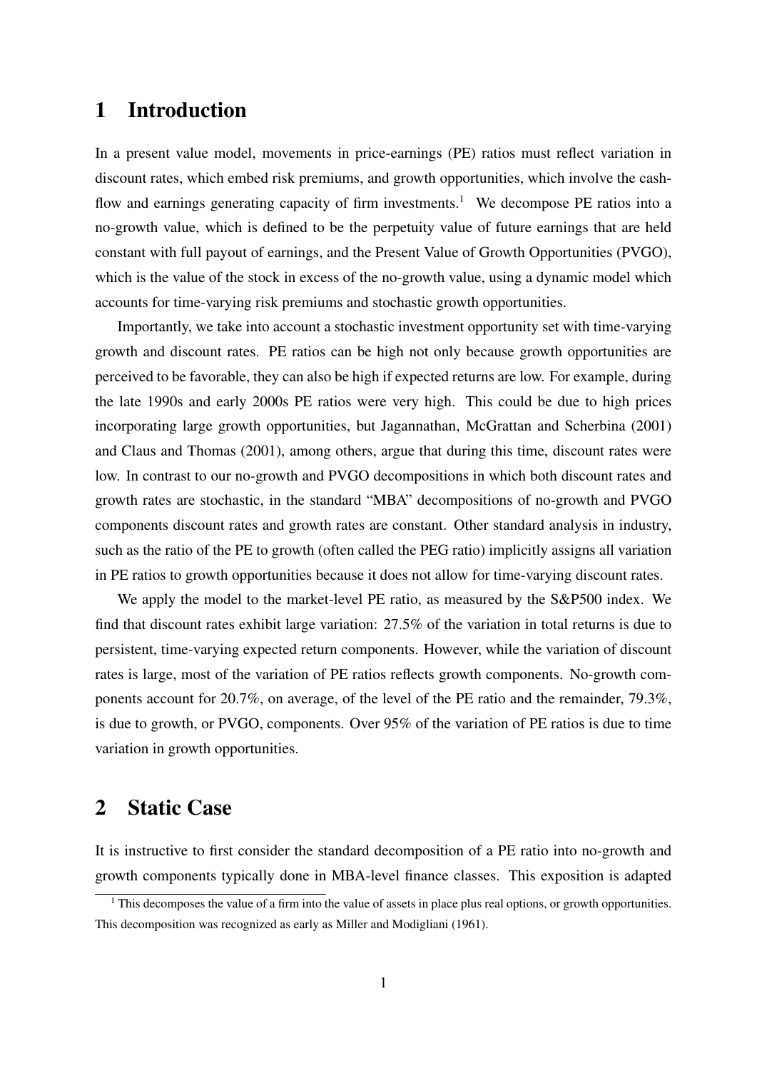# 1 Introduction

In a present value model, movements in price-earnings (PE) ratios must reflect variation in discount rates, which embed risk premiums, and growth opportunities, which involve the cash-flow and earnings generating capacity of firm investments.[1] We decompose PE ratios into a no-growth value, which is defined to be the perpetuity value of future earnings that are held constant with full payout of earnings, and the Present Value of Growth Opportunities (PVGO), which is the value of the stock in excess of the no-growth value, using a dynamic model which accounts for time-varying risk premiums and stochastic growth opportunities.

Importantly, we take into account a stochastic investment opportunity set with time-varying growth and discount rates. PE ratios can be high not only because growth opportunities are perceived to be favorable, they can also be high if expected returns are low. For example, during the late 1990s and early 2000s PE ratios were very high. This could be due to high prices incorporating large growth opportunities, but Jagannathan, McGrattan and Scherbina (2001) and Claus and Thomas (2001), among others, argue that during this time, discount rates were low. In contrast to our no-growth and PVGO decompositions in which both discount rates and growth rates are stochastic, in the standard "MBA" decompositions of no-growth and PVGO components discount rates and growth rates are constant. Other standard analysis in industry, such as the ratio of the PE to growth (often called the PEG ratio) implicitly assigns all variation in PE ratios to growth opportunities because it does not allow for time-varying discount rates.

We apply the model to the market-level PE ratio, as measured by the S&P500 index. We find that discount rates exhibit large variation: 27.5% of the variation in total returns is due to persistent, time-varying expected return components. However, while the variation of discount rates is large, most of the variation of PE ratios reflects growth components. No-growth components account for 20.7%, on average, of the level of the PE ratio and the remainder, 79.3%, is due to growth, or PVGO, components. Over 95% of the variation of PE ratios is due to time variation in growth opportunities.

# 2 Static Case

It is instructive to first consider the standard decomposition of a PE ratio into no-growth and growth components typically done in MBA-level finance classes. This exposition is adapted

[1] This decomposes the value of a firm into the value of assets in place plus real options, or growth opportunities. This decomposition was recognized as early as Miller and Modigliani (1961).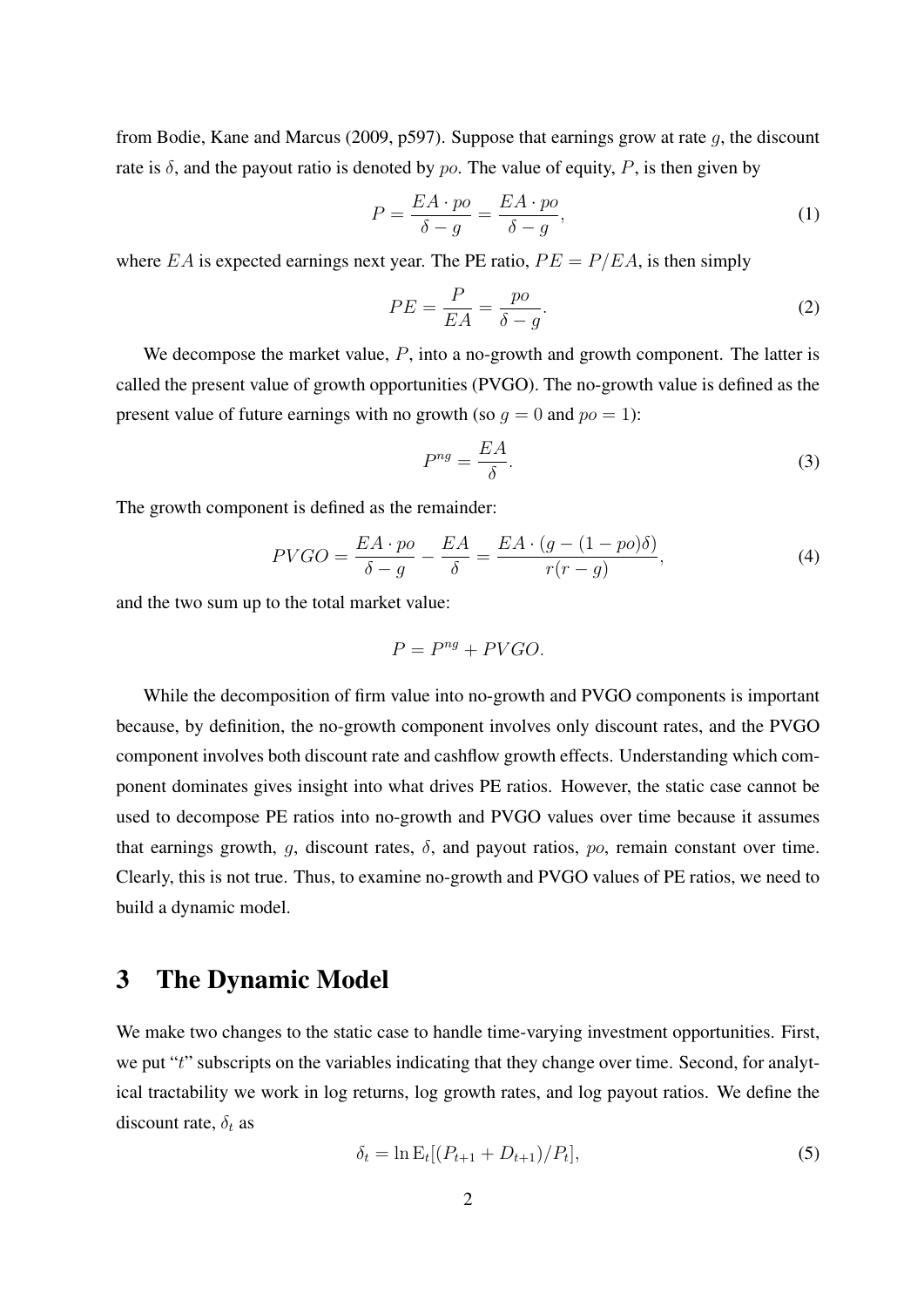from Bodie, Kane and Marcus (2009, p597). Suppose that earnings grow at rate $g$, the discount rate is $\delta$, and the payout ratio is denoted by $po$. The value of equity, $P$, is then given by

$$P = \frac{EA \cdot po}{\delta - g} = \frac{EA \cdot po}{\delta - g}, \tag{1}$$

where $EA$ is expected earnings next year. The PE ratio, $PE = P/EA$, is then simply

$$PE = \frac{P}{EA} = \frac{po}{\delta - g}. \tag{2}$$

We decompose the market value, $P$, into a no-growth and growth component. The latter is called the present value of growth opportunities (PVGO). The no-growth value is defined as the present value of future earnings with no growth (so $g = 0$ and $po = 1$):

$$P^{ng} = \frac{EA}{\delta}. \tag{3}$$

The growth component is defined as the remainder:

$$PVGO = \frac{EA \cdot po}{\delta - g} - \frac{EA}{\delta} = \frac{EA \cdot (g - (1 - po)\delta)}{r(r - g)}, \tag{4}$$

and the two sum up to the total market value:

$$P = P^{ng} + PVGO.$$

While the decomposition of firm value into no-growth and PVGO components is important because, by definition, the no-growth component involves only discount rates, and the PVGO component involves both discount rate and cashflow growth effects. Understanding which component dominates gives insight into what drives PE ratios. However, the static case cannot be used to decompose PE ratios into no-growth and PVGO values over time because it assumes that earnings growth, $g$, discount rates, $\delta$, and payout ratios, $po$, remain constant over time. Clearly, this is not true. Thus, to examine no-growth and PVGO values of PE ratios, we need to build a dynamic model.

# 3 The Dynamic Model

We make two changes to the static case to handle time-varying investment opportunities. First, we put "$t$" subscripts on the variables indicating that they change over time. Second, for analytical tractability we work in log returns, log growth rates, and log payout ratios. We define the discount rate, $\delta_t$ as

$$\delta_t = \ln \mathrm{E}_t[(P_{t+1} + D_{t+1})/P_t], \tag{5}$$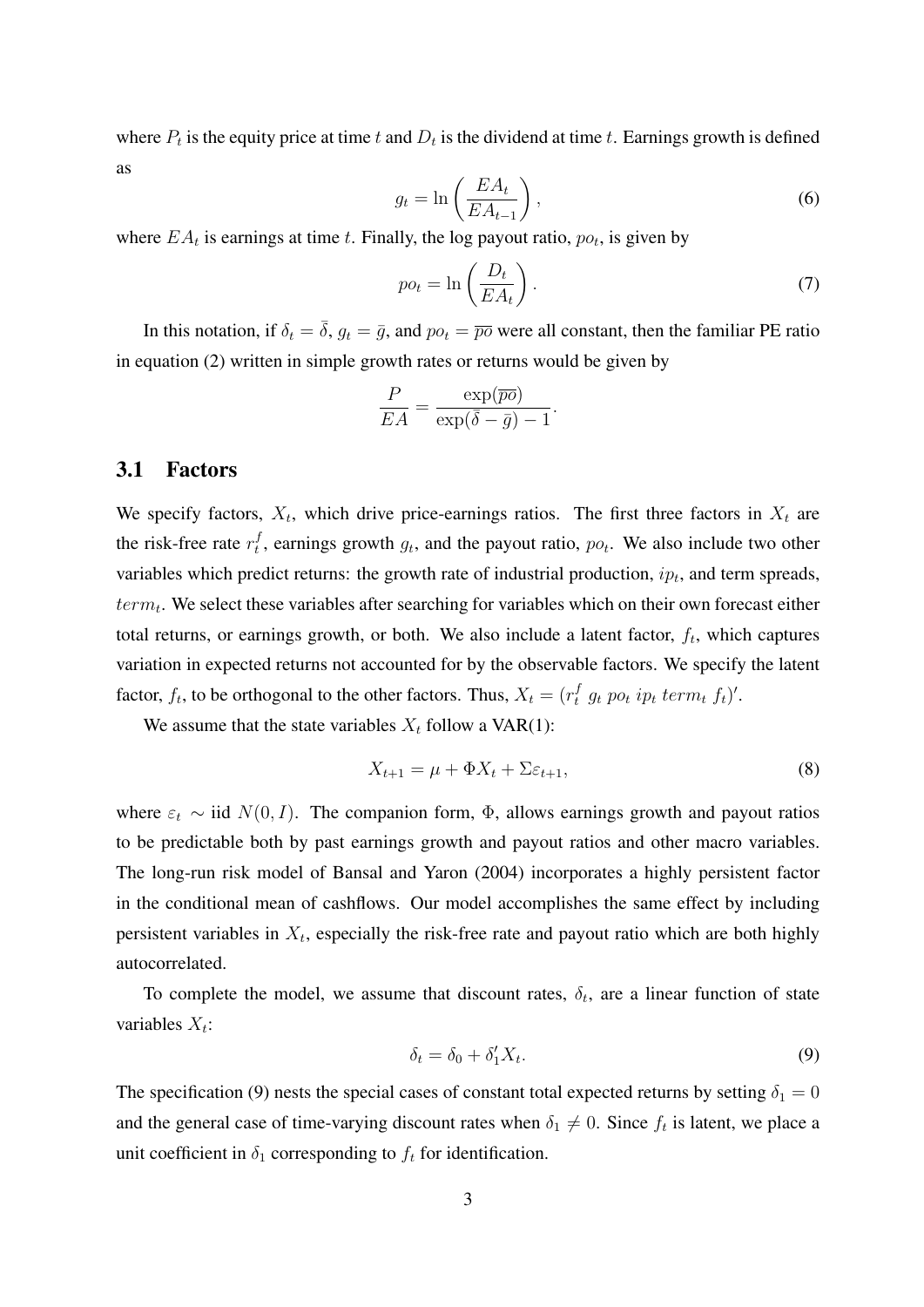where $P_t$ is the equity price at time $t$ and $D_t$ is the dividend at time $t$. Earnings growth is defined as

$$g_t = \ln\left(\frac{EA_t}{EA_{t-1}}\right), \tag{6}$$

where $EA_t$ is earnings at time $t$. Finally, the log payout ratio, $po_t$, is given by

$$po_t = \ln\left(\frac{D_t}{EA_t}\right). \tag{7}$$

In this notation, if $\delta_t = \bar{\delta}$, $g_t = \bar{g}$, and $po_t = \overline{po}$ were all constant, then the familiar PE ratio in equation (2) written in simple growth rates or returns would be given by

$$\frac{P}{EA} = \frac{\exp(\overline{po})}{\exp(\bar{\delta} - \bar{g}) - 1}.$$

## 3.1 Factors

We specify factors, $X_t$, which drive price-earnings ratios. The first three factors in $X_t$ are the risk-free rate $r_t^f$, earnings growth $g_t$, and the payout ratio, $po_t$. We also include two other variables which predict returns: the growth rate of industrial production, $ip_t$, and term spreads, $term_t$. We select these variables after searching for variables which on their own forecast either total returns, or earnings growth, or both. We also include a latent factor, $f_t$, which captures variation in expected returns not accounted for by the observable factors. We specify the latent factor, $f_t$, to be orthogonal to the other factors. Thus, $X_t = (r_t^f \; g_t \; po_t \; ip_t \; term_t \; f_t)'$.

We assume that the state variables $X_t$ follow a VAR(1):

$$X_{t+1} = \mu + \Phi X_t + \Sigma \varepsilon_{t+1}, \tag{8}$$

where $\varepsilon_t \sim$ iid $N(0, I)$. The companion form, $\Phi$, allows earnings growth and payout ratios to be predictable both by past earnings growth and payout ratios and other macro variables. The long-run risk model of Bansal and Yaron (2004) incorporates a highly persistent factor in the conditional mean of cashflows. Our model accomplishes the same effect by including persistent variables in $X_t$, especially the risk-free rate and payout ratio which are both highly autocorrelated.

To complete the model, we assume that discount rates, $\delta_t$, are a linear function of state variables $X_t$:

$$\delta_t = \delta_0 + \delta_1' X_t. \tag{9}$$

The specification (9) nests the special cases of constant total expected returns by setting $\delta_1 = 0$ and the general case of time-varying discount rates when $\delta_1 \neq 0$. Since $f_t$ is latent, we place a unit coefficient in $\delta_1$ corresponding to $f_t$ for identification.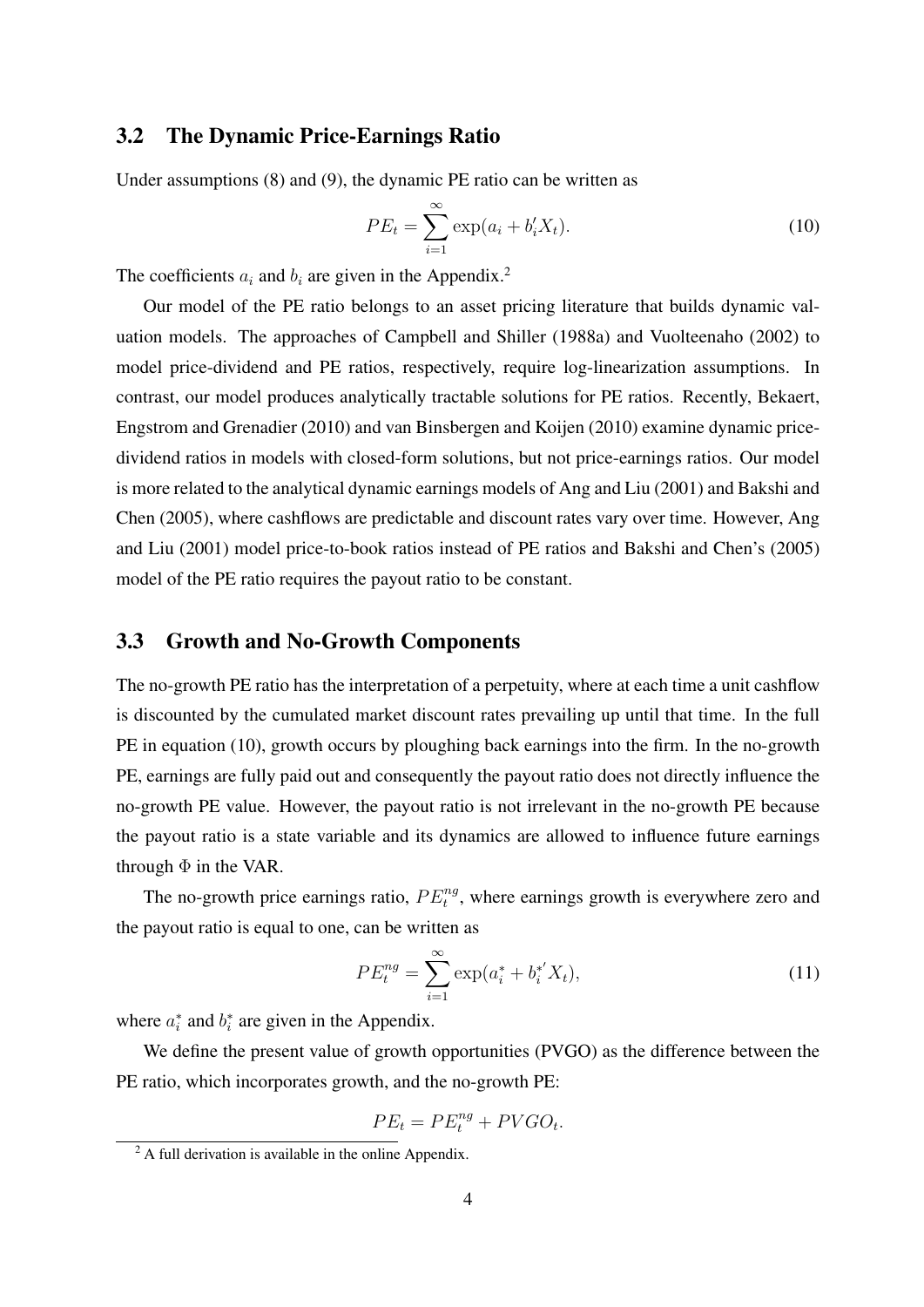## 3.2 The Dynamic Price-Earnings Ratio

Under assumptions (8) and (9), the dynamic PE ratio can be written as

$$PE_t = \sum_{i=1}^{\infty} \exp(a_i + b_i' X_t). \tag{10}$$

The coefficients $a_i$ and $b_i$ are given in the Appendix.[2]

Our model of the PE ratio belongs to an asset pricing literature that builds dynamic valuation models. The approaches of Campbell and Shiller (1988a) and Vuolteenaho (2002) to model price-dividend and PE ratios, respectively, require log-linearization assumptions. In contrast, our model produces analytically tractable solutions for PE ratios. Recently, Bekaert, Engstrom and Grenadier (2010) and van Binsbergen and Koijen (2010) examine dynamic price-dividend ratios in models with closed-form solutions, but not price-earnings ratios. Our model is more related to the analytical dynamic earnings models of Ang and Liu (2001) and Bakshi and Chen (2005), where cashflows are predictable and discount rates vary over time. However, Ang and Liu (2001) model price-to-book ratios instead of PE ratios and Bakshi and Chen's (2005) model of the PE ratio requires the payout ratio to be constant.

## 3.3 Growth and No-Growth Components

The no-growth PE ratio has the interpretation of a perpetuity, where at each time a unit cashflow is discounted by the cumulated market discount rates prevailing up until that time. In the full PE in equation (10), growth occurs by ploughing back earnings into the firm. In the no-growth PE, earnings are fully paid out and consequently the payout ratio does not directly influence the no-growth PE value. However, the payout ratio is not irrelevant in the no-growth PE because the payout ratio is a state variable and its dynamics are allowed to influence future earnings through $\Phi$ in the VAR.

The no-growth price earnings ratio, $PE_t^{ng}$, where earnings growth is everywhere zero and the payout ratio is equal to one, can be written as

$$PE_t^{ng} = \sum_{i=1}^{\infty} \exp(a_i^* + b_i^{*'} X_t), \tag{11}$$

where $a_i^*$ and $b_i^*$ are given in the Appendix.

We define the present value of growth opportunities (PVGO) as the difference between the PE ratio, which incorporates growth, and the no-growth PE:

$$PE_t = PE_t^{ng} + PVGO_t.$$

[2] A full derivation is available in the online Appendix.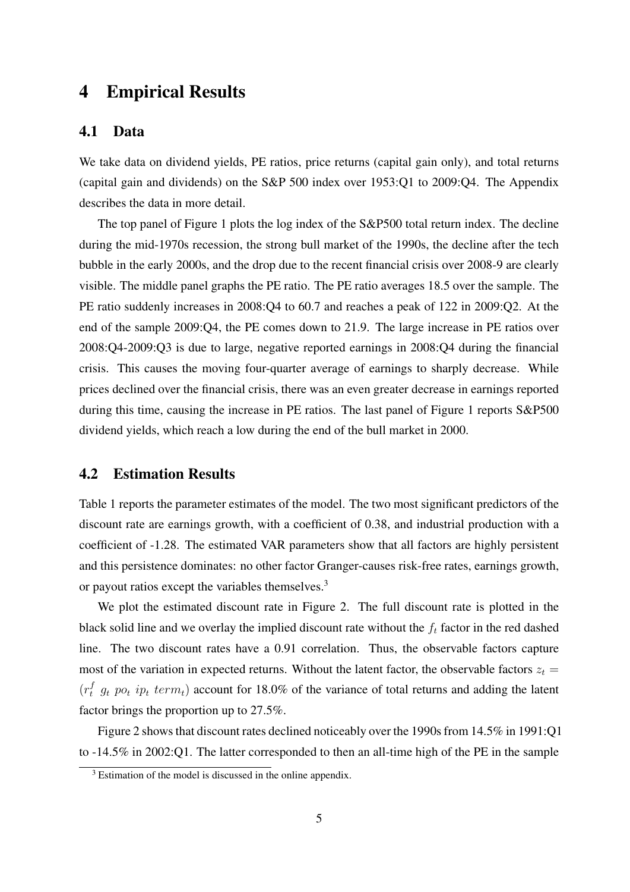# 4 Empirical Results

## 4.1 Data

We take data on dividend yields, PE ratios, price returns (capital gain only), and total returns (capital gain and dividends) on the S&P 500 index over 1953:Q1 to 2009:Q4. The Appendix describes the data in more detail.

The top panel of Figure 1 plots the log index of the S&P500 total return index. The decline during the mid-1970s recession, the strong bull market of the 1990s, the decline after the tech bubble in the early 2000s, and the drop due to the recent financial crisis over 2008-9 are clearly visible. The middle panel graphs the PE ratio. The PE ratio averages 18.5 over the sample. The PE ratio suddenly increases in 2008:Q4 to 60.7 and reaches a peak of 122 in 2009:Q2. At the end of the sample 2009:Q4, the PE comes down to 21.9. The large increase in PE ratios over 2008:Q4-2009:Q3 is due to large, negative reported earnings in 2008:Q4 during the financial crisis. This causes the moving four-quarter average of earnings to sharply decrease. While prices declined over the financial crisis, there was an even greater decrease in earnings reported during this time, causing the increase in PE ratios. The last panel of Figure 1 reports S&P500 dividend yields, which reach a low during the end of the bull market in 2000.

## 4.2 Estimation Results

Table 1 reports the parameter estimates of the model. The two most significant predictors of the discount rate are earnings growth, with a coefficient of 0.38, and industrial production with a coefficient of -1.28. The estimated VAR parameters show that all factors are highly persistent and this persistence dominates: no other factor Granger-causes risk-free rates, earnings growth, or payout ratios except the variables themselves.[3]

We plot the estimated discount rate in Figure 2. The full discount rate is plotted in the black solid line and we overlay the implied discount rate without the $f_t$ factor in the red dashed line. The two discount rates have a 0.91 correlation. Thus, the observable factors capture most of the variation in expected returns. Without the latent factor, the observable factors $z_t = (r_t^f \ g_t \ po_t \ ip_t \ term_t)$ account for 18.0% of the variance of total returns and adding the latent factor brings the proportion up to 27.5%.

Figure 2 shows that discount rates declined noticeably over the 1990s from 14.5% in 1991:Q1 to -14.5% in 2002:Q1. The latter corresponded to then an all-time high of the PE in the sample

[3] Estimation of the model is discussed in the online appendix.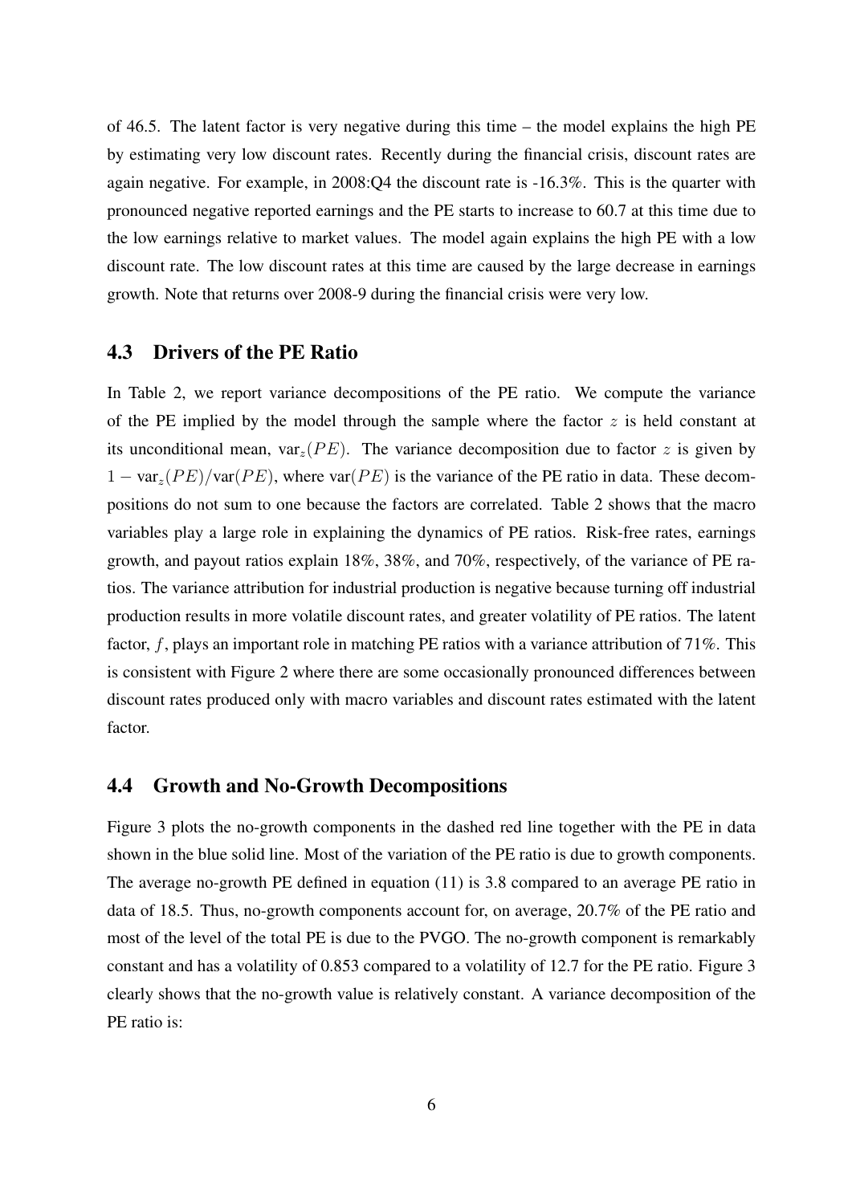of 46.5. The latent factor is very negative during this time – the model explains the high PE by estimating very low discount rates. Recently during the financial crisis, discount rates are again negative. For example, in 2008:Q4 the discount rate is -16.3%. This is the quarter with pronounced negative reported earnings and the PE starts to increase to 60.7 at this time due to the low earnings relative to market values. The model again explains the high PE with a low discount rate. The low discount rates at this time are caused by the large decrease in earnings growth. Note that returns over 2008-9 during the financial crisis were very low.

## 4.3 Drivers of the PE Ratio

In Table 2, we report variance decompositions of the PE ratio. We compute the variance of the PE implied by the model through the sample where the factor $z$ is held constant at its unconditional mean, $\text{var}_z(PE)$. The variance decomposition due to factor $z$ is given by $1 - \text{var}_z(PE)/\text{var}(PE)$, where $\text{var}(PE)$ is the variance of the PE ratio in data. These decompositions do not sum to one because the factors are correlated. Table 2 shows that the macro variables play a large role in explaining the dynamics of PE ratios. Risk-free rates, earnings growth, and payout ratios explain 18%, 38%, and 70%, respectively, of the variance of PE ratios. The variance attribution for industrial production is negative because turning off industrial production results in more volatile discount rates, and greater volatility of PE ratios. The latent factor, $f$, plays an important role in matching PE ratios with a variance attribution of 71%. This is consistent with Figure 2 where there are some occasionally pronounced differences between discount rates produced only with macro variables and discount rates estimated with the latent factor.

## 4.4 Growth and No-Growth Decompositions

Figure 3 plots the no-growth components in the dashed red line together with the PE in data shown in the blue solid line. Most of the variation of the PE ratio is due to growth components. The average no-growth PE defined in equation (11) is 3.8 compared to an average PE ratio in data of 18.5. Thus, no-growth components account for, on average, 20.7% of the PE ratio and most of the level of the total PE is due to the PVGO. The no-growth component is remarkably constant and has a volatility of 0.853 compared to a volatility of 12.7 for the PE ratio. Figure 3 clearly shows that the no-growth value is relatively constant. A variance decomposition of the PE ratio is: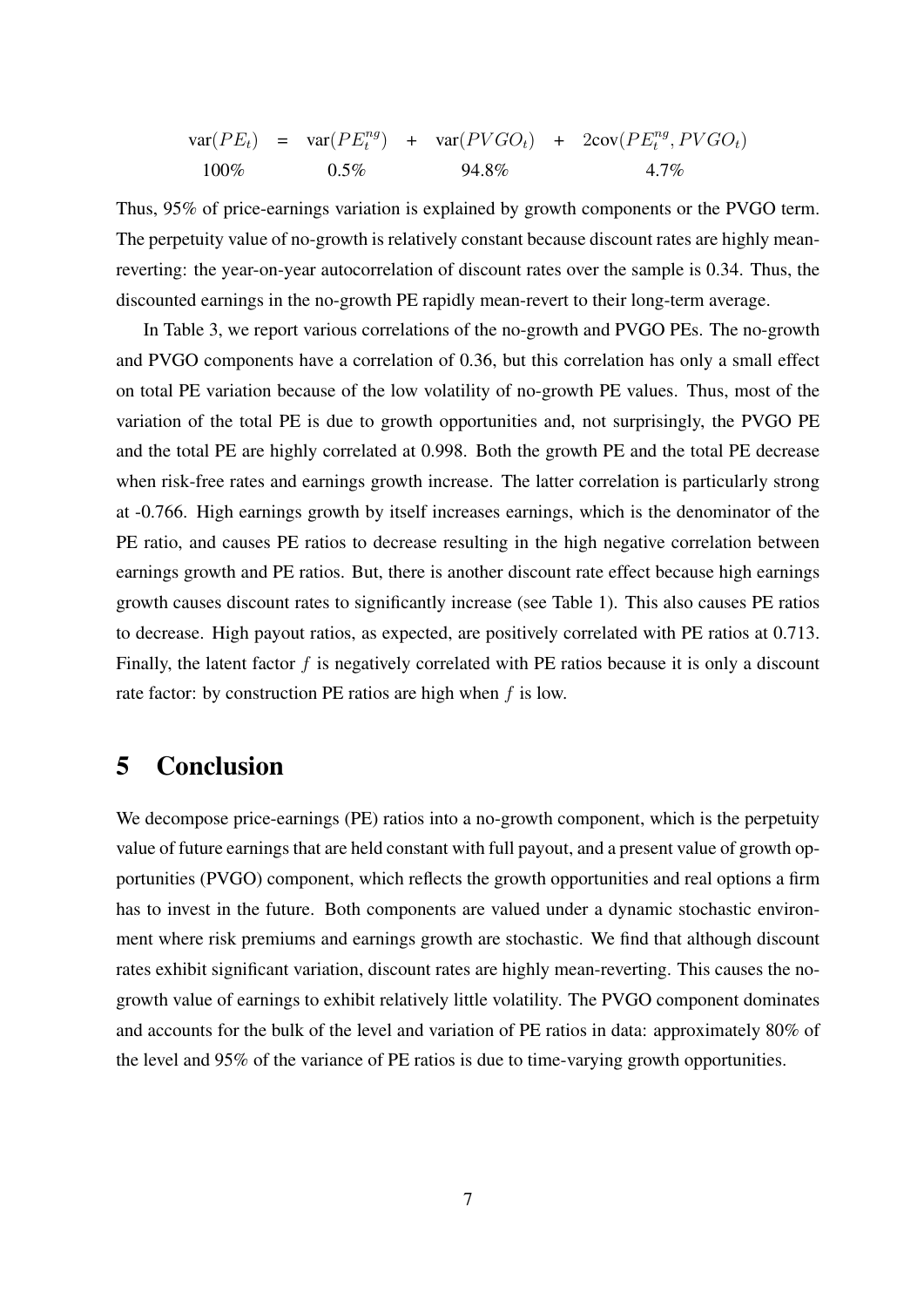$$
\begin{array}{ccccccc}
\text{var}(PE_t) & = & \text{var}(PE_t^{ng}) & + & \text{var}(PVGO_t) & + & 2\text{cov}(PE_t^{ng}, PVGO_t) \\
100\% & & 0.5\% & & 94.8\% & & 4.7\%
\end{array}
$$

Thus, 95% of price-earnings variation is explained by growth components or the PVGO term. The perpetuity value of no-growth is relatively constant because discount rates are highly mean-reverting: the year-on-year autocorrelation of discount rates over the sample is 0.34. Thus, the discounted earnings in the no-growth PE rapidly mean-revert to their long-term average.

In Table 3, we report various correlations of the no-growth and PVGO PEs. The no-growth and PVGO components have a correlation of 0.36, but this correlation has only a small effect on total PE variation because of the low volatility of no-growth PE values. Thus, most of the variation of the total PE is due to growth opportunities and, not surprisingly, the PVGO PE and the total PE are highly correlated at 0.998. Both the growth PE and the total PE decrease when risk-free rates and earnings growth increase. The latter correlation is particularly strong at -0.766. High earnings growth by itself increases earnings, which is the denominator of the PE ratio, and causes PE ratios to decrease resulting in the high negative correlation between earnings growth and PE ratios. But, there is another discount rate effect because high earnings growth causes discount rates to significantly increase (see Table 1). This also causes PE ratios to decrease. High payout ratios, as expected, are positively correlated with PE ratios at 0.713. Finally, the latent factor $f$ is negatively correlated with PE ratios because it is only a discount rate factor: by construction PE ratios are high when $f$ is low.

# 5 Conclusion

We decompose price-earnings (PE) ratios into a no-growth component, which is the perpetuity value of future earnings that are held constant with full payout, and a present value of growth opportunities (PVGO) component, which reflects the growth opportunities and real options a firm has to invest in the future. Both components are valued under a dynamic stochastic environment where risk premiums and earnings growth are stochastic. We find that although discount rates exhibit significant variation, discount rates are highly mean-reverting. This causes the no-growth value of earnings to exhibit relatively little volatility. The PVGO component dominates and accounts for the bulk of the level and variation of PE ratios in data: approximately 80% of the level and 95% of the variance of PE ratios is due to time-varying growth opportunities.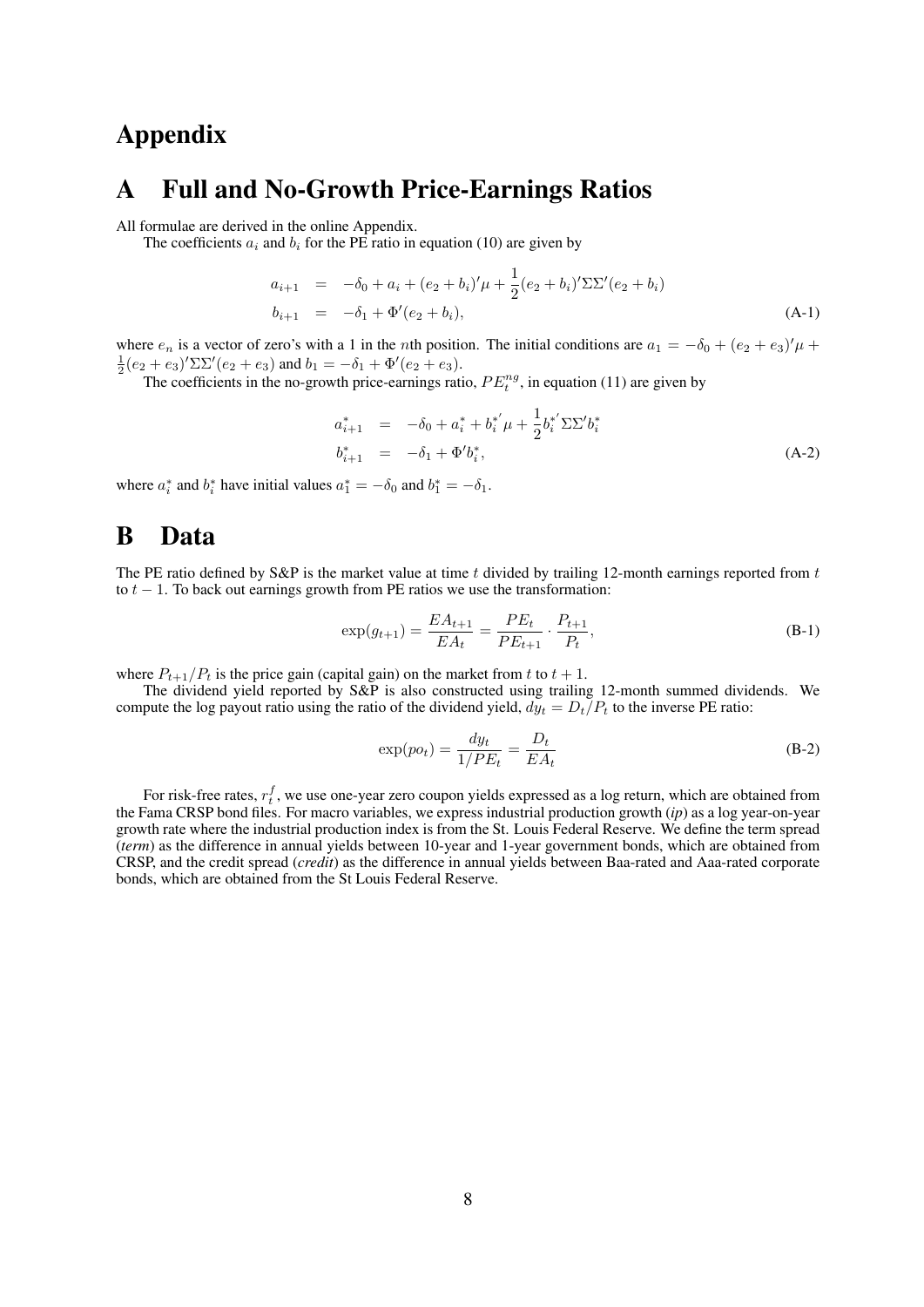# Appendix

# A Full and No-Growth Price-Earnings Ratios

All formulae are derived in the online Appendix.

The coefficients $a_i$ and $b_i$ for the PE ratio in equation (10) are given by

$$
\begin{aligned}
a_{i+1} &= -\delta_0 + a_i + (e_2 + b_i)'\mu + \frac{1}{2}(e_2 + b_i)'\Sigma\Sigma'(e_2 + b_i) \\
b_{i+1} &= -\delta_1 + \Phi'(e_2 + b_i),
\end{aligned}
\tag{A-1}
$$

where $e_n$ is a vector of zero's with a 1 in the $n$th position. The initial conditions are $a_1 = -\delta_0 + (e_2 + e_3)'\mu + \frac{1}{2}(e_2 + e_3)'\Sigma\Sigma'(e_2 + e_3)$ and $b_1 = -\delta_1 + \Phi'(e_2 + e_3)$.

The coefficients in the no-growth price-earnings ratio, $PE_t^{ng}$, in equation (11) are given by

$$
\begin{aligned}
a^*_{i+1} &= -\delta_0 + a^*_i + b_i^{*'}\mu + \frac{1}{2}b_i^{*'}\Sigma\Sigma' b^*_i \\
b^*_{i+1} &= -\delta_1 + \Phi' b^*_i,
\end{aligned}
\tag{A-2}
$$

where $a^*_i$ and $b^*_i$ have initial values $a^*_1 = -\delta_0$ and $b^*_1 = -\delta_1$.

# B Data

The PE ratio defined by S&P is the market value at time $t$ divided by trailing 12-month earnings reported from $t$ to $t-1$. To back out earnings growth from PE ratios we use the transformation:

$$
\exp(g_{t+1}) = \frac{EA_{t+1}}{EA_t} = \frac{PE_t}{PE_{t+1}} \cdot \frac{P_{t+1}}{P_t},
\tag{B-1}
$$

where $P_{t+1}/P_t$ is the price gain (capital gain) on the market from $t$ to $t+1$.

The dividend yield reported by S&P is also constructed using trailing 12-month summed dividends. We compute the log payout ratio using the ratio of the dividend yield, $dy_t = D_t/P_t$ to the inverse PE ratio:

$$
\exp(po_t) = \frac{dy_t}{1/PE_t} = \frac{D_t}{EA_t}
\tag{B-2}
$$

For risk-free rates, $r_t^f$, we use one-year zero coupon yields expressed as a log return, which are obtained from the Fama CRSP bond files. For macro variables, we express industrial production growth (*ip*) as a log year-on-year growth rate where the industrial production index is from the St. Louis Federal Reserve. We define the term spread (*term*) as the difference in annual yields between 10-year and 1-year government bonds, which are obtained from CRSP, and the credit spread (*credit*) as the difference in annual yields between Baa-rated and Aaa-rated corporate bonds, which are obtained from the St Louis Federal Reserve.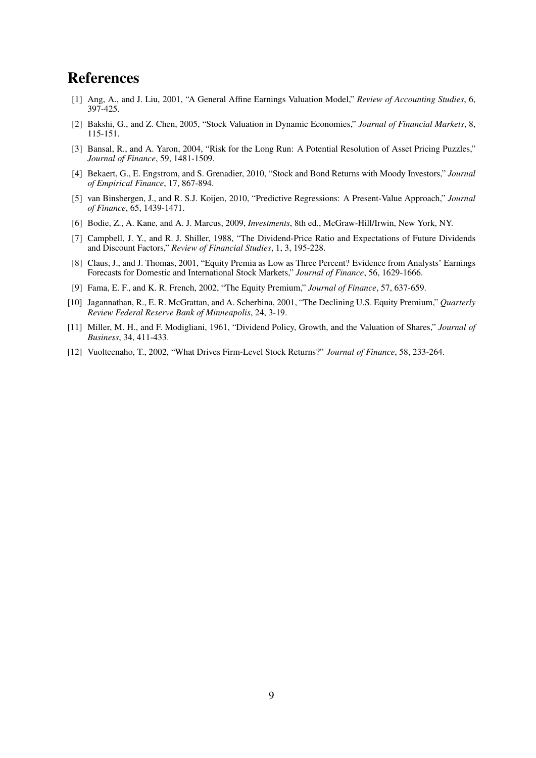# References

[1] Ang, A., and J. Liu, 2001, "A General Affine Earnings Valuation Model," *Review of Accounting Studies*, 6, 397-425.

[2] Bakshi, G., and Z. Chen, 2005, "Stock Valuation in Dynamic Economies," *Journal of Financial Markets*, 8, 115-151.

[3] Bansal, R., and A. Yaron, 2004, "Risk for the Long Run: A Potential Resolution of Asset Pricing Puzzles," *Journal of Finance*, 59, 1481-1509.

[4] Bekaert, G., E. Engstrom, and S. Grenadier, 2010, "Stock and Bond Returns with Moody Investors," *Journal of Empirical Finance*, 17, 867-894.

[5] van Binsbergen, J., and R. S.J. Koijen, 2010, "Predictive Regressions: A Present-Value Approach," *Journal of Finance*, 65, 1439-1471.

[6] Bodie, Z., A. Kane, and A. J. Marcus, 2009, *Investments*, 8th ed., McGraw-Hill/Irwin, New York, NY.

[7] Campbell, J. Y., and R. J. Shiller, 1988, "The Dividend-Price Ratio and Expectations of Future Dividends and Discount Factors," *Review of Financial Studies*, 1, 3, 195-228.

[8] Claus, J., and J. Thomas, 2001, "Equity Premia as Low as Three Percent? Evidence from Analysts' Earnings Forecasts for Domestic and International Stock Markets," *Journal of Finance*, 56, 1629-1666.

[9] Fama, E. F., and K. R. French, 2002, "The Equity Premium," *Journal of Finance*, 57, 637-659.

[10] Jagannathan, R., E. R. McGrattan, and A. Scherbina, 2001, "The Declining U.S. Equity Premium," *Quarterly Review Federal Reserve Bank of Minneapolis*, 24, 3-19.

[11] Miller, M. H., and F. Modigliani, 1961, "Dividend Policy, Growth, and the Valuation of Shares," *Journal of Business*, 34, 411-433.

[12] Vuolteenaho, T., 2002, "What Drives Firm-Level Stock Returns?" *Journal of Finance*, 58, 233-264.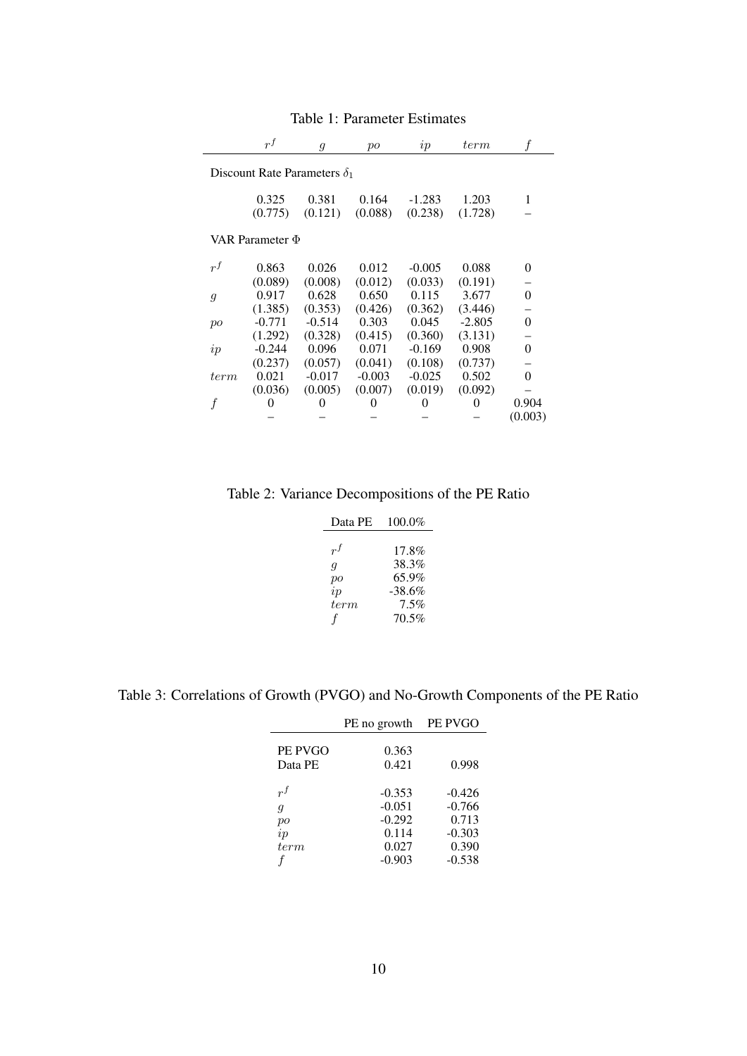Table 1: Parameter Estimates

| | $r^f$ | $g$ | $po$ | $ip$ | $term$ | $f$ |
|---|---|---|---|---|---|---|
| Discount Rate Parameters $\delta_1$ | | | | | | |
| | 0.325 | 0.381 | 0.164 | -1.283 | 1.203 | 1 |
| | (0.775) | (0.121) | (0.088) | (0.238) | (1.728) | – |
| VAR Parameter $\Phi$ | | | | | | |
| $r^f$ | 0.863 | 0.026 | 0.012 | -0.005 | 0.088 | 0 |
| | (0.089) | (0.008) | (0.012) | (0.033) | (0.191) | – |
| $g$ | 0.917 | 0.628 | 0.650 | 0.115 | 3.677 | 0 |
| | (1.385) | (0.353) | (0.426) | (0.362) | (3.446) | – |
| $po$ | -0.771 | -0.514 | 0.303 | 0.045 | -2.805 | 0 |
| | (1.292) | (0.328) | (0.415) | (0.360) | (3.131) | – |
| $ip$ | -0.244 | 0.096 | 0.071 | -0.169 | 0.908 | 0 |
| | (0.237) | (0.057) | (0.041) | (0.108) | (0.737) | – |
| $term$ | 0.021 | -0.017 | -0.003 | -0.025 | 0.502 | 0 |
| | (0.036) | (0.005) | (0.007) | (0.019) | (0.092) | – |
| $f$ | 0 | 0 | 0 | 0 | 0 | 0.904 |
| | – | – | – | – | – | (0.003) |

Table 2: Variance Decompositions of the PE Ratio

| Data PE | 100.0% |
|---|---|
| $r^f$ | 17.8% |
| $g$ | 38.3% |
| $po$ | 65.9% |
| $ip$ | -38.6% |
| $term$ | 7.5% |
| $f$ | 70.5% |

Table 3: Correlations of Growth (PVGO) and No-Growth Components of the PE Ratio

| | PE no growth | PE PVGO |
|---|---|---|
| PE PVGO | 0.363 | |
| Data PE | 0.421 | 0.998 |
| $r^f$ | -0.353 | -0.426 |
| $g$ | -0.051 | -0.766 |
| $po$ | -0.292 | 0.713 |
| $ip$ | 0.114 | -0.303 |
| $term$ | 0.027 | 0.390 |
| $f$ | -0.903 | -0.538 |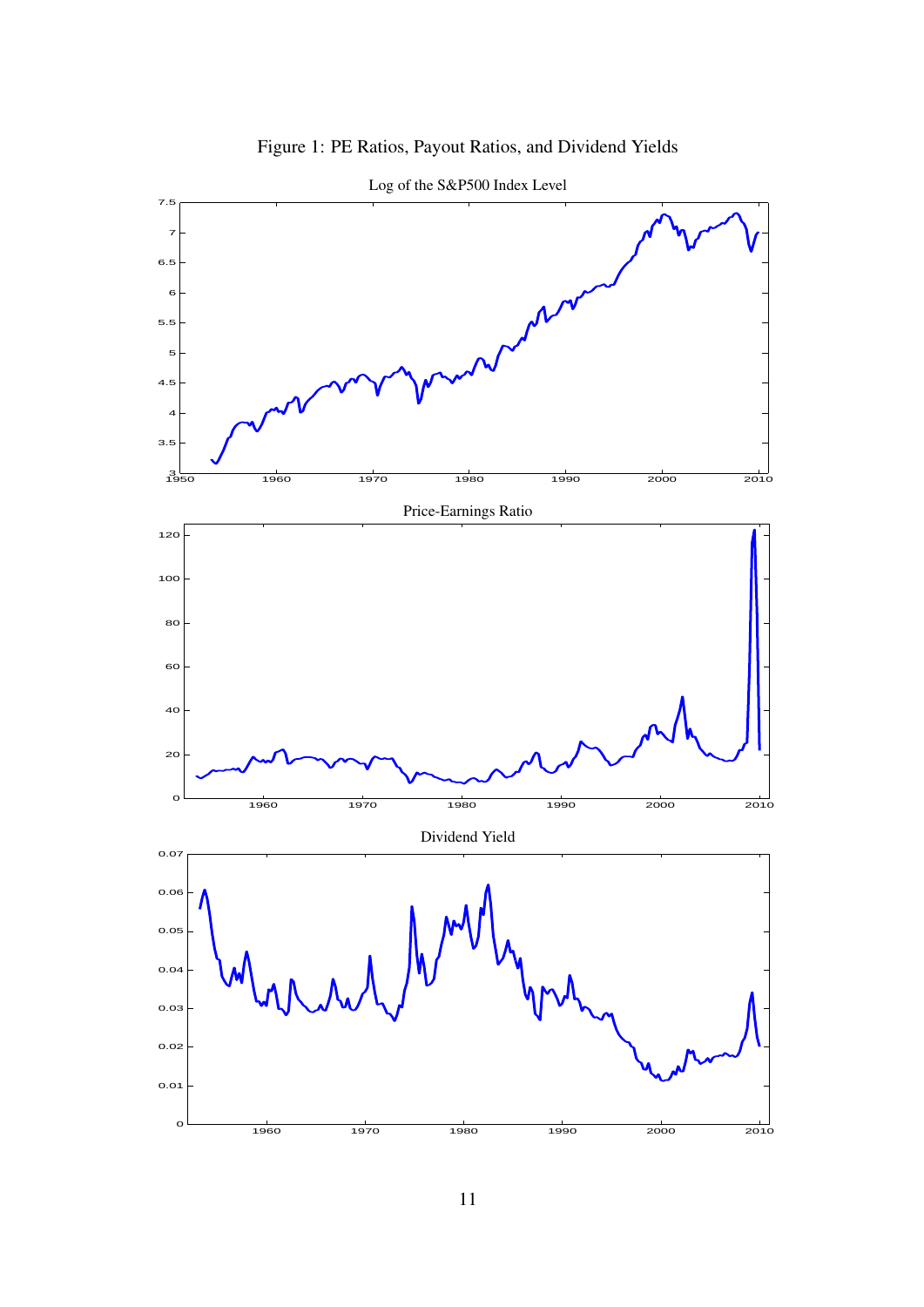Figure 1: PE Ratios, Payout Ratios, and Dividend Yields

Log of the S&P500 Index Level

Price-Earnings Ratio

Dividend Yield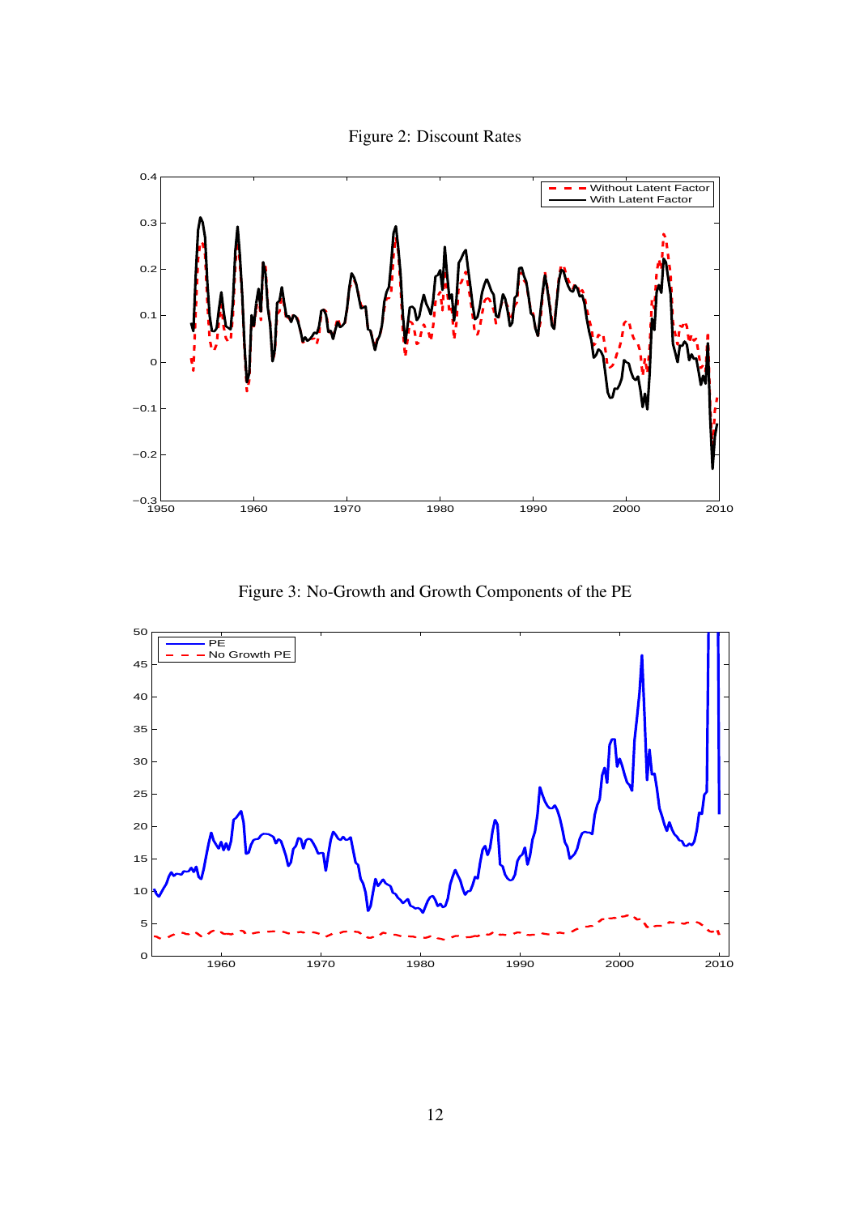Figure 2: Discount Rates

Without Latent Factor
With Latent Factor

0.4
0.3
0.2
0.1
0
−0.1
−0.2
−0.3

1950
1960
1970
1980
1990
2000
2010

Figure 3: No-Growth and Growth Components of the PE

PE
No Growth PE

50
45
40
35
30
25
20
15
10
5
0

1960
1970
1980
1990
2000
2010